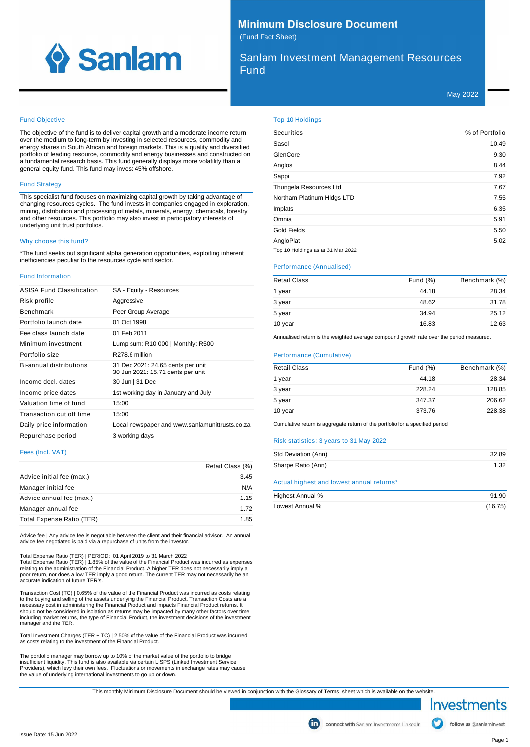# Minimum Disclosure Document

(Fund Fact Sheet)

## Sanlam Investment Management Resources Fund

May 2022

### Fund Objective

The objective of the fund is to deliver capital growth and a moderate income return over the medium to long-term by investing in selected resources, commodity and energy shares in South African and foreign markets. This is a quality and diversified portfolio of leading resource, commodity and energy businesses and constructed on a fundamental research basis. This fund generally displays more volatility than a general equity fund. This fund may invest 45% offshore.

### Fund Strategy

This specialist fund focuses on maximizing capital growth by taking advantage of changing resources cycles. The fund invests in companies engaged in exploration, mining, distribution and processing of metals, minerals, energy, chemicals, forestry and other resources. This portfolio may also invest in participatory interests of underlying unit trust portfolios.

### Why choose this fund?

*The fund seeks out significant alpha generation opportunities, exploiting inherent inefficiencies peculiar to the resources cycle and sector.

### Fund Information

| | |
|---|---|
| ASISA Fund Classification | SA - Equity - Resources |
| Risk profile | Aggressive |
| Benchmark | Peer Group Average |
| Portfolio launch date | 01 Oct 1998 |
| Fee class launch date | 01 Feb 2011 |
| Minimum investment | Lump sum: R10 000 \| Monthly: R500 |
| Portfolio size | R278.6 million |
| Bi-annual distributions | 31 Dec 2021: 24.65 cents per unit<br>30 Jun 2021: 15.71 cents per unit |
| Income decl. dates | 30 Jun \| 31 Dec |
| Income price dates | 1st working day in January and July |
| Valuation time of fund | 15:00 |
| Transaction cut off time | 15:00 |
| Daily price information | Local newspaper and www.sanlamunittrusts.co.za |
| Repurchase period | 3 working days |

### Fees (Incl. VAT)

| | Retail Class (%) |
|---|---|
| Advice initial fee (max.) | 3.45 |
| Manager initial fee | N/A |
| Advice annual fee (max.) | 1.15 |
| Manager annual fee | 1.72 |
| Total Expense Ratio (TER) | 1.85 |

Advice fee | Any advice fee is negotiable between the client and their financial advisor. An annual advice fee negotiated is paid via a repurchase of units from the investor.

Total Expense Ratio (TER) | PERIOD: 01 April 2019 to 31 March 2022
Total Expense Ratio (TER) | 1.85% of the value of the Financial Product was incurred as expenses relating to the administration of the Financial Product. A higher TER does not necessarily imply a poor return, nor does a low TER imply a good return. The current TER may not necessarily be an accurate indication of future TER's.

Transaction Cost (TC) | 0.65% of the value of the Financial Product was incurred as costs relating to the buying and selling of the assets underlying the Financial Product. Transaction Costs are a necessary cost in administering the Financial Product and impacts Financial Product returns. It should not be considered in isolation as returns may be impacted by many other factors over time including market returns, the type of Financial Product, the investment decisions of the investment manager and the TER.

Total Investment Charges (TER + TC) | 2.50% of the value of the Financial Product was incurred as costs relating to the investment of the Financial Product.

The portfolio manager may borrow up to 10% of the market value of the portfolio to bridge insufficient liquidity. This fund is also available via certain LISPS (Linked Investment Service Providers), which levy their own fees. Fluctuations or movements in exchange rates may cause the value of underlying international investments to go up or down.

### Top 10 Holdings

| Securities | % of Portfolio |
|---|---|
| Sasol | 10.49 |
| GlenCore | 9.30 |
| Anglos | 8.44 |
| Sappi | 7.92 |
| Thungela Resources Ltd | 7.67 |
| Northam Platinum Hldgs LTD | 7.55 |
| Implats | 6.35 |
| Omnia | 5.91 |
| Gold Fields | 5.50 |
| AngloPlat | 5.02 |

Top 10 Holdings as at 31 Mar 2022

### Performance (Annualised)

| Retail Class | Fund (%) | Benchmark (%) |
|---|---|---|
| 1 year | 44.18 | 28.34 |
| 3 year | 48.62 | 31.78 |
| 5 year | 34.94 | 25.12 |
| 10 year | 16.83 | 12.63 |

Annualised return is the weighted average compound growth rate over the period measured.

### Performance (Cumulative)

| Retail Class | Fund (%) | Benchmark (%) |
|---|---|---|
| 1 year | 44.18 | 28.34 |
| 3 year | 228.24 | 128.85 |
| 5 year | 347.37 | 206.62 |
| 10 year | 373.76 | 228.38 |

Cumulative return is aggregate return of the portfolio for a specified period

### Risk statistics: 3 years to 31 May 2022

| | |
|---|---|
| Std Deviation (Ann) | 32.89 |
| Sharpe Ratio (Ann) | 1.32 |

### Actual highest and lowest annual returns*

| | |
|---|---|
| Highest Annual % | 91.90 |
| Lowest Annual % | (16.75) |

This monthly Minimum Disclosure Document should be viewed in conjunction with the Glossary of Terms sheet which is available on the website.

Investments

connect with Sanlam Investments LinkedIn | follow us @sanlaminvest

Issue Date: 15 Jun 2022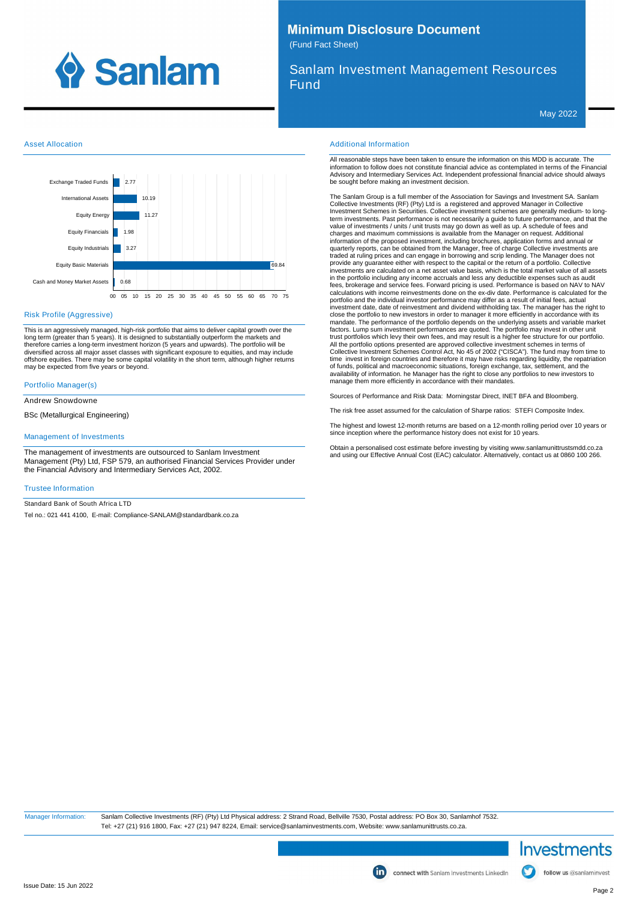# Minimum Disclosure Document

(Fund Fact Sheet)

## Sanlam Investment Management Resources Fund

May 2022

### Asset Allocation

Exchange Traded Funds 2.77
International Assets 10.19
Equity Energy 11.27
Equity Financials 1.98
Equity Industrials 3.27
Equity Basic Materials 69.84
Cash and Money Market Assets 0.68

00 05 10 15 20 25 30 35 40 45 50 55 60 65 70 75

### Risk Profile (Aggressive)

This is an aggressively managed, high-risk portfolio that aims to deliver capital growth over the long term (greater than 5 years). It is designed to substantially outperform the markets and therefore carries a long-term investment horizon (5 years and upwards). The portfolio will be diversified across all major asset classes with significant exposure to equities, and may include offshore equities. There may be some capital volatility in the short term, although higher returns may be expected from five years or beyond.

### Portfolio Manager(s)

Andrew Snowdowne

BSc (Metallurgical Engineering)

### Management of Investments

The management of investments are outsourced to Sanlam Investment Management (Pty) Ltd, FSP 579, an authorised Financial Services Provider under the Financial Advisory and Intermediary Services Act, 2002.

### Trustee Information

Standard Bank of South Africa LTD

Tel no.: 021 441 4100, E-mail: Compliance-SANLAM@standardbank.co.za

### Additional Information

All reasonable steps have been taken to ensure the information on this MDD is accurate. The information to follow does not constitute financial advice as contemplated in terms of the Financial Advisory and Intermediary Services Act. Independent professional financial advice should always be sought before making an investment decision.

The Sanlam Group is a full member of the Association for Savings and Investment SA. Sanlam Collective Investments (RF) (Pty) Ltd is a registered and approved Manager in Collective Investment Schemes in Securities. Collective investment schemes are generally medium- to long-term investments. Past performance is not necessarily a guide to future performance, and that the value of investments / units / unit trusts may go down as well as up. A schedule of fees and charges and maximum commissions is available from the Manager on request. Additional information of the proposed investment, including brochures, application forms and annual or quarterly reports, can be obtained from the Manager, free of charge Collective investments are traded at ruling prices and can engage in borrowing and scrip lending. The Manager does not provide any guarantee either with respect to the capital or the return of a portfolio. Collective investments are calculated on a net asset value basis, which is the total market value of all assets in the portfolio including any income accruals and less any deductible expenses such as audit fees, brokerage and service fees. Forward pricing is used. Performance is based on NAV to NAV calculations with income reinvestments done on the ex-div date. Performance is calculated for the portfolio and the individual investor performance may differ as a result of initial fees, actual investment date, date of reinvestment and dividend withholding tax. The manager has the right to close the portfolio to new investors in order to manager it more efficiently in accordance with its mandate. The performance of the portfolio depends on the underlying assets and variable market factors. Lump sum investment performances are quoted. The portfolio may invest in other unit trust portfolios which levy their own fees, and may result is a higher fee structure for our portfolio. All the portfolio options presented are approved collective investment schemes in terms of Collective Investment Schemes Control Act, No 45 of 2002 ("CISCA"). The fund may from time to time invest in foreign countries and therefore it may have risks regarding liquidity, the repatriation of funds, political and macroeconomic situations, foreign exchange, tax, settlement, and the availability of information. he Manager has the right to close any portfolios to new investors to manage them more efficiently in accordance with their mandates.

Sources of Performance and Risk Data: Morningstar Direct, INET BFA and Bloomberg.

The risk free asset assumed for the calculation of Sharpe ratios: STEFI Composite Index.

The highest and lowest 12-month returns are based on a 12-month rolling period over 10 years or since inception where the performance history does not exist for 10 years.

Obtain a personalised cost estimate before investing by visiting www.sanlamunittrustsmdd.co.za and using our Effective Annual Cost (EAC) calculator. Alternatively, contact us at 0860 100 266.

Manager Information: Sanlam Collective Investments (RF) (Pty) Ltd Physical address: 2 Strand Road, Bellville 7530, Postal address: PO Box 30, Sanlamhof 7532. Tel: +27 (21) 916 1800, Fax: +27 (21) 947 8224, Email: service@sanlaminvestments.com, Website: www.sanlamunittrusts.co.za.

connect with Sanlam Investments LinkedIn

follow us @sanlaminvest

Issue Date: 15 Jun 2022